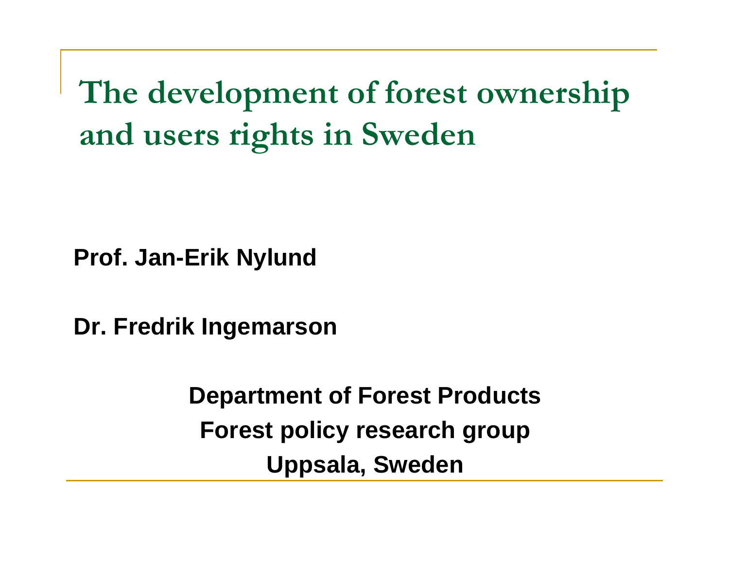# The development of forest ownership and users rights in Sweden

**Prof. Jan-Erik Nylund**

**Dr. Fredrik Ingemarson**

**Department of Forest Products**

**Forest policy research group**

**Uppsala, Sweden**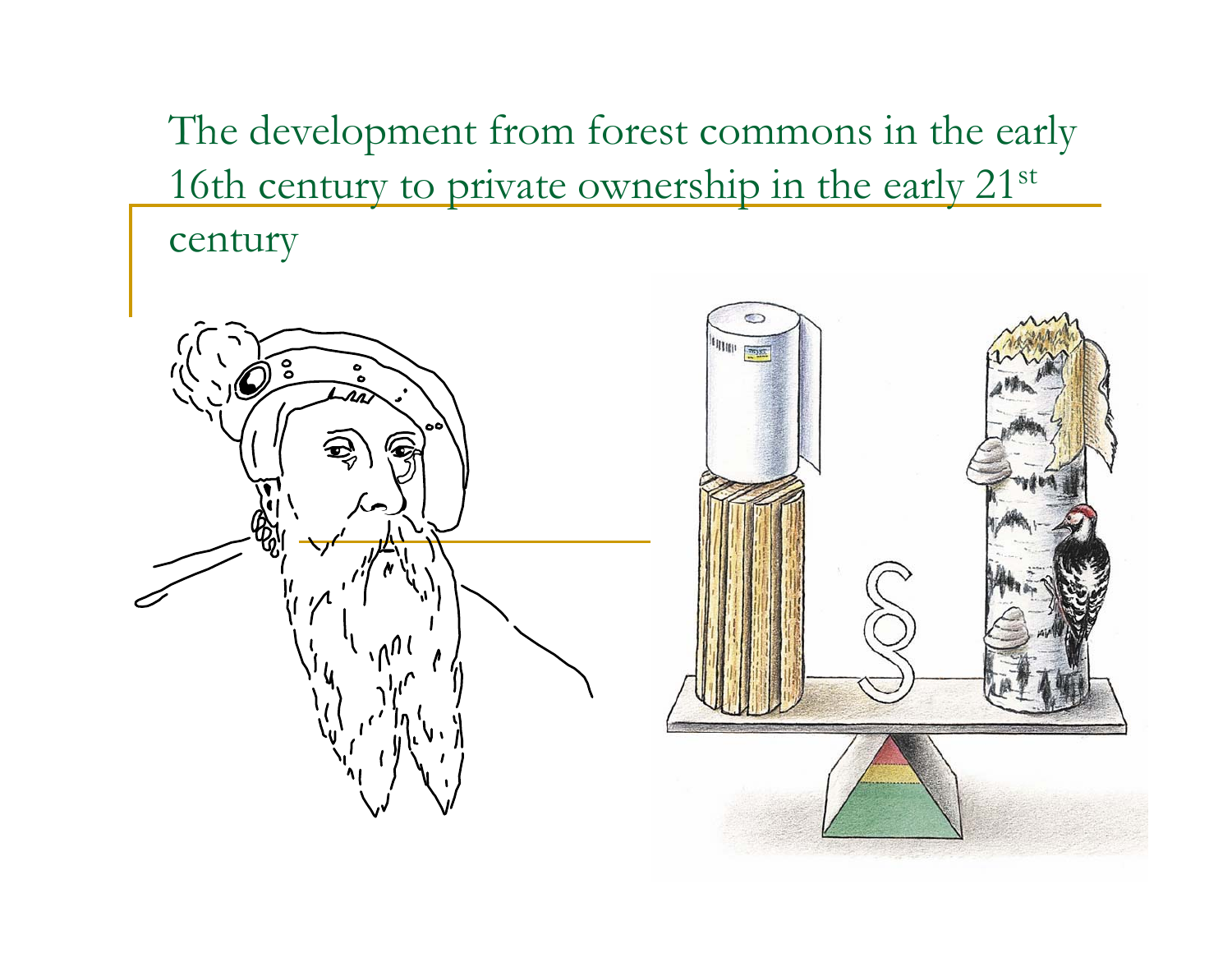# The development from forest commons in the early 16th century to private ownership in the early 21st century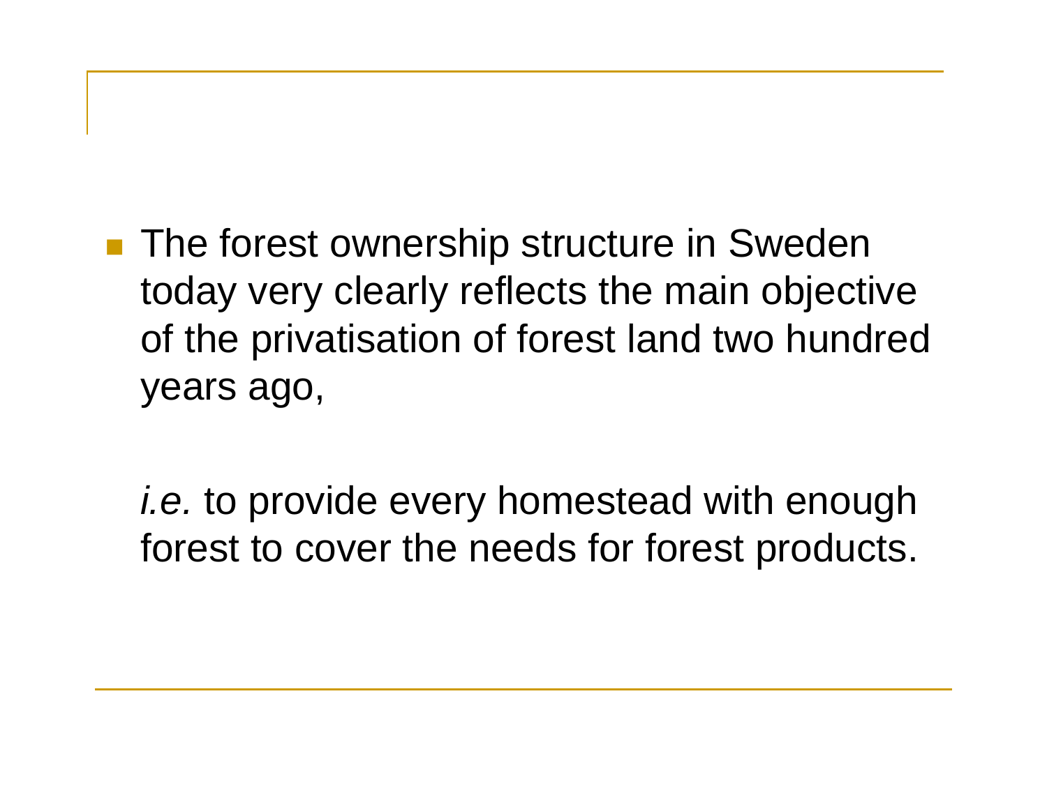- The forest ownership structure in Sweden today very clearly reflects the main objective of the privatisation of forest land two hundred years ago,

  *i.e.* to provide every homestead with enough forest to cover the needs for forest products.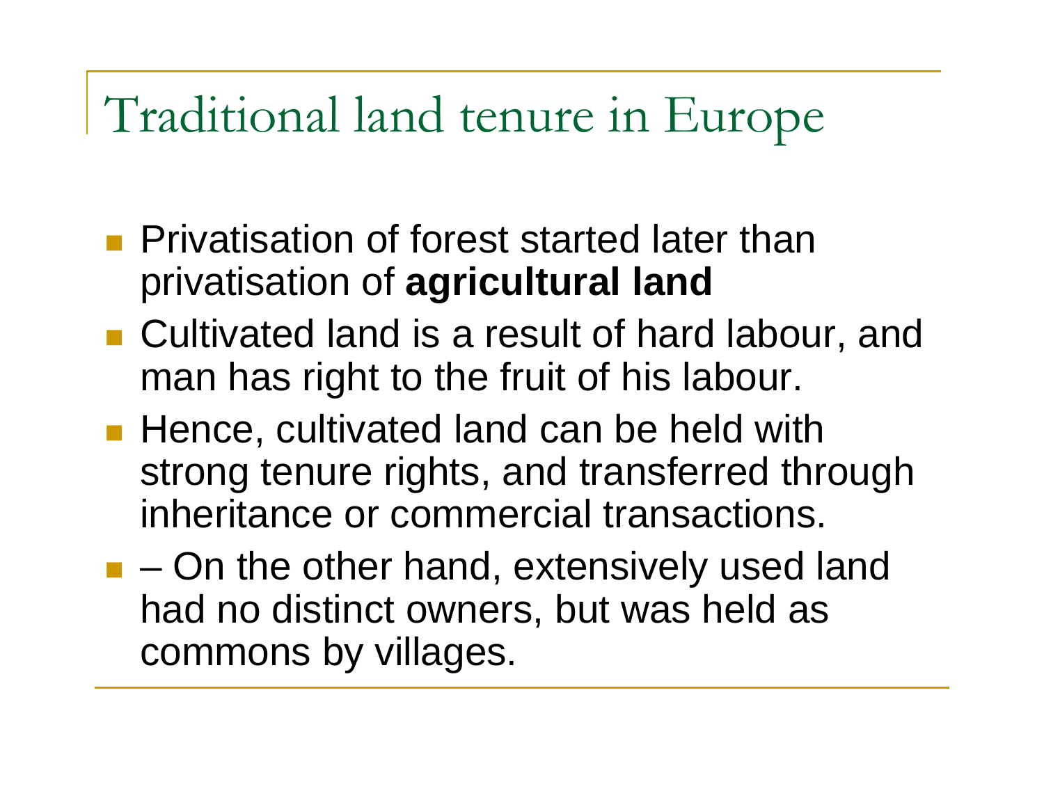# Traditional land tenure in Europe

- Privatisation of forest started later than privatisation of **agricultural land**
- Cultivated land is a result of hard labour, and man has right to the fruit of his labour.
- Hence, cultivated land can be held with strong tenure rights, and transferred through inheritance or commercial transactions.
- – On the other hand, extensively used land had no distinct owners, but was held as commons by villages.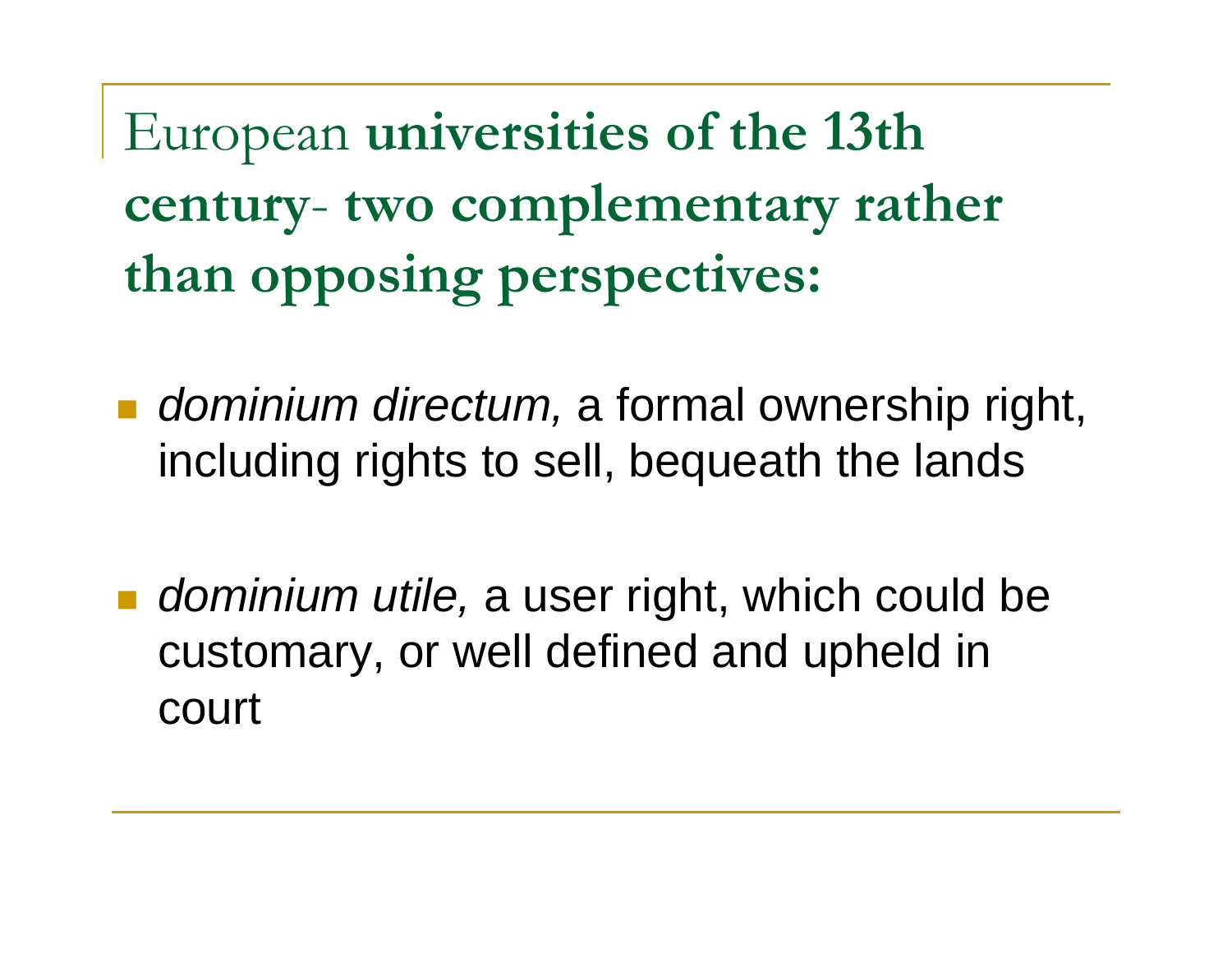# European **universities of the 13th century- two complementary rather than opposing perspectives:**

- *dominium directum,* a formal ownership right, including rights to sell, bequeath the lands

- *dominium utile,* a user right, which could be customary, or well defined and upheld in court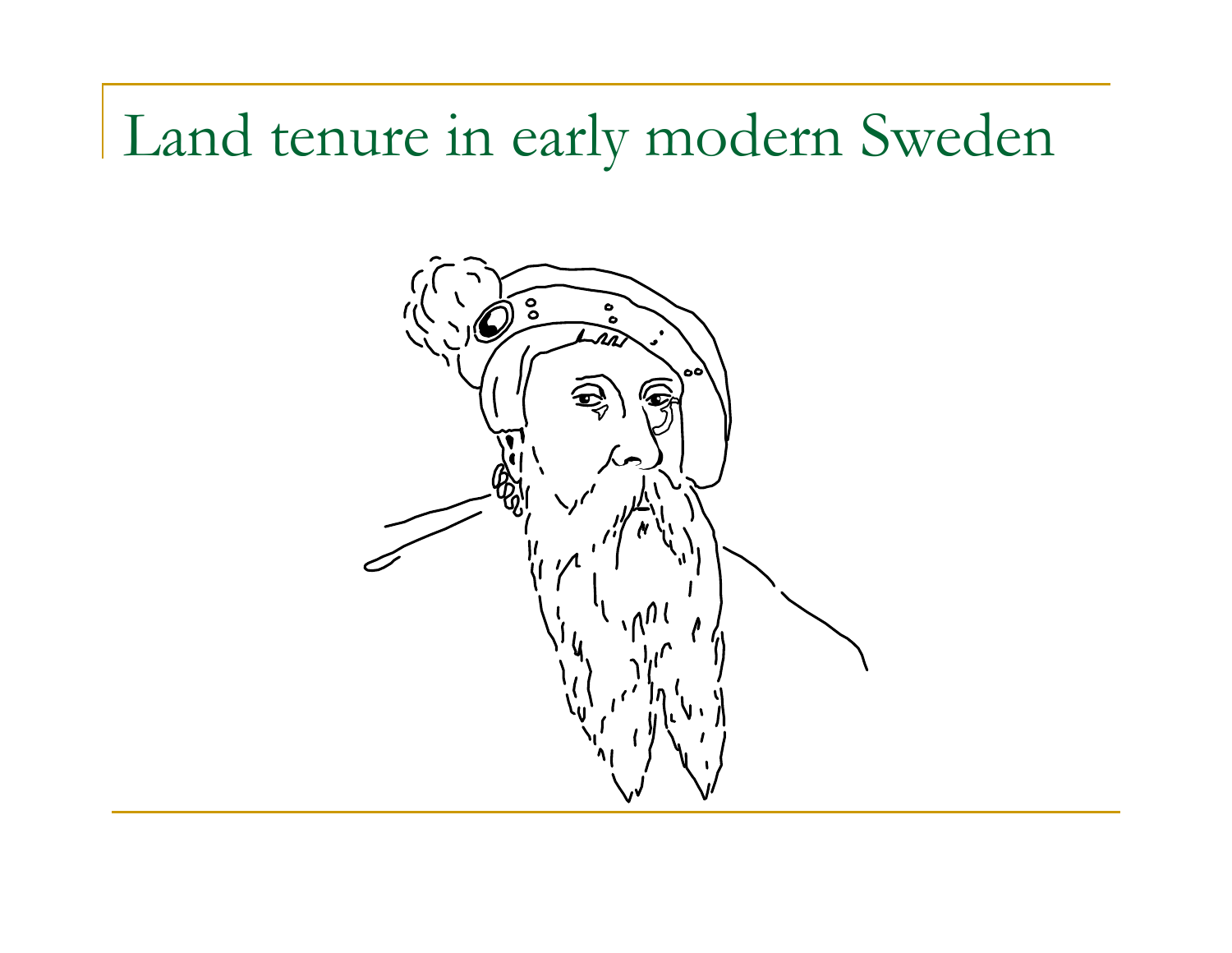# Land tenure in early modern Sweden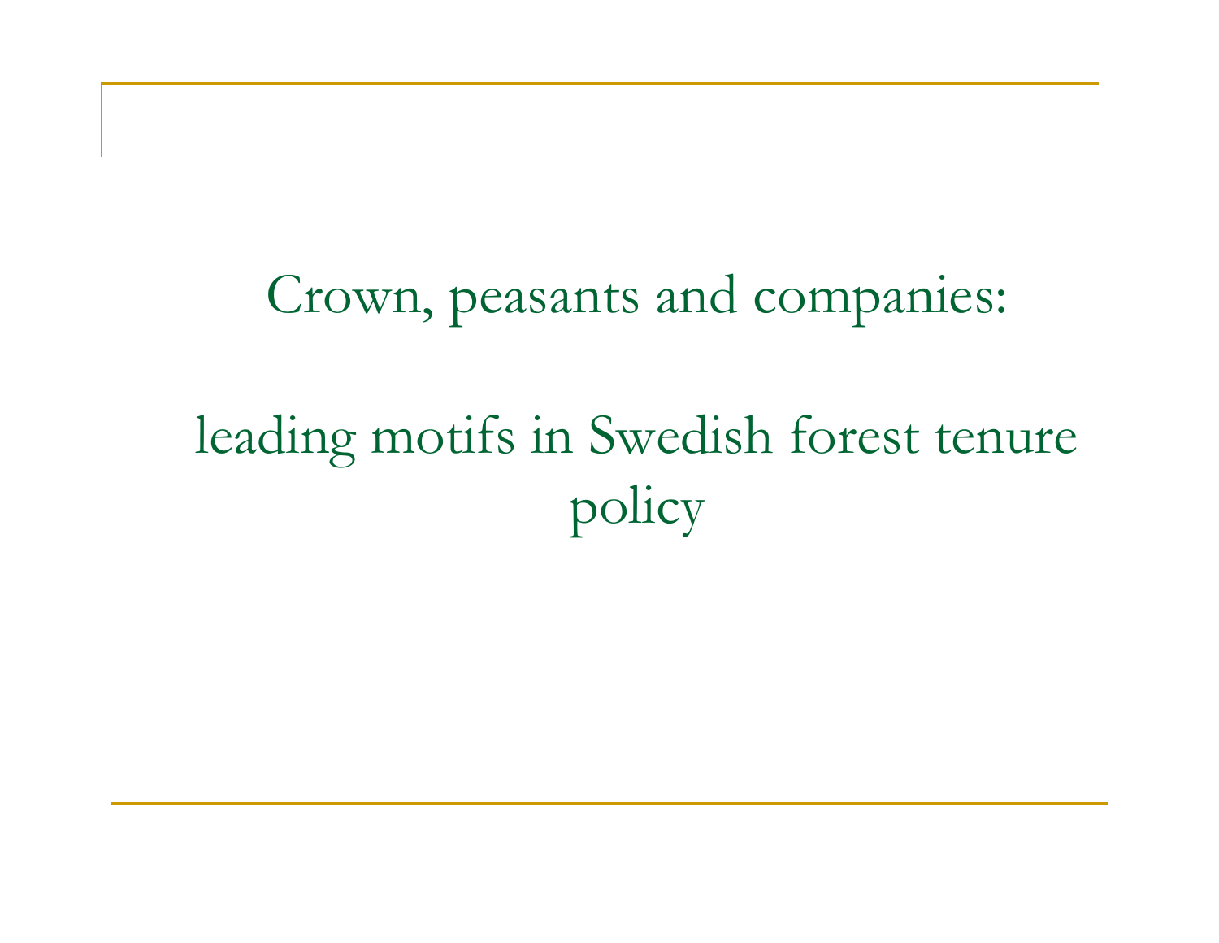# Crown, peasants and companies:

# leading motifs in Swedish forest tenure policy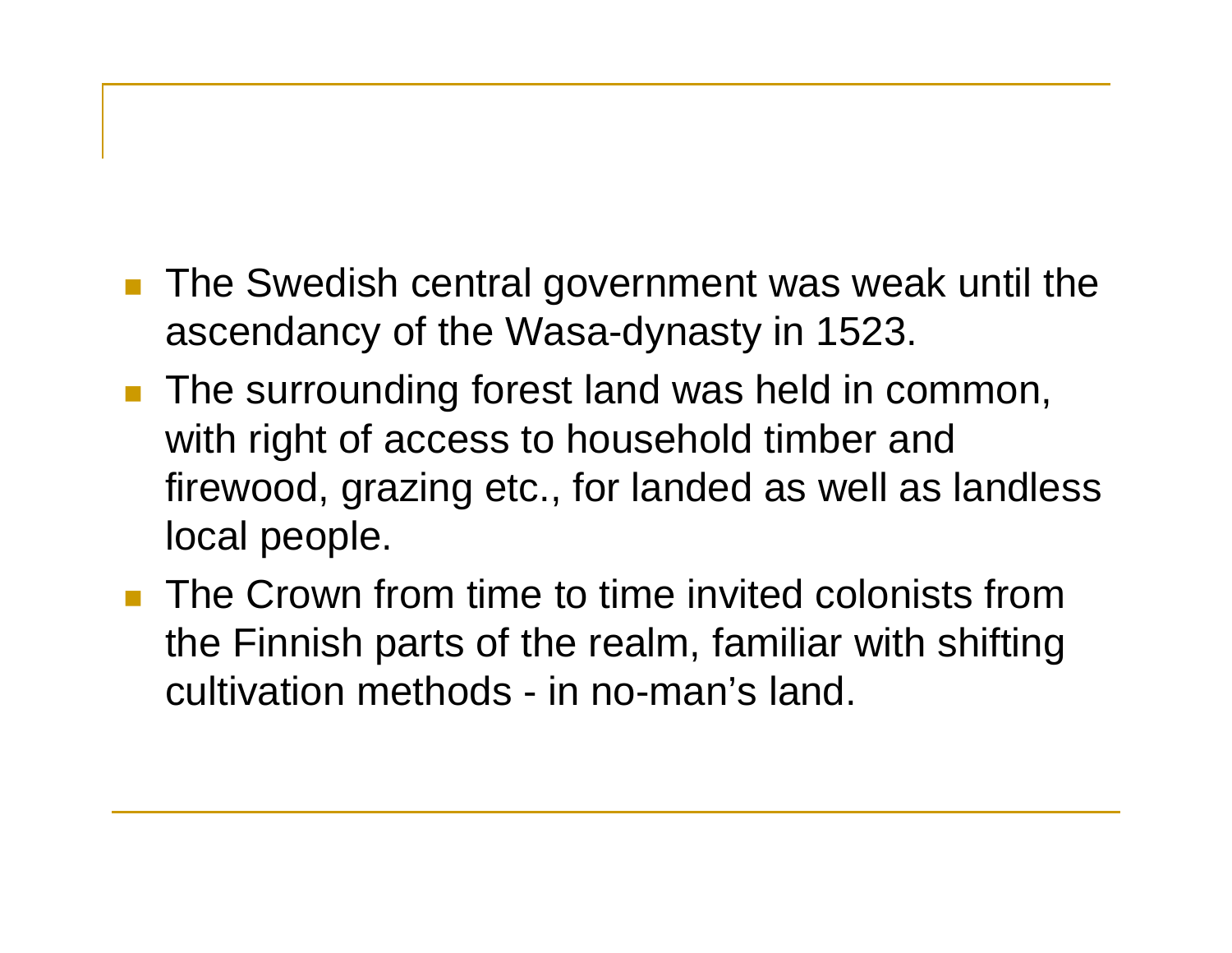- The Swedish central government was weak until the ascendancy of the Wasa-dynasty in 1523.
- The surrounding forest land was held in common, with right of access to household timber and firewood, grazing etc., for landed as well as landless local people.
- The Crown from time to time invited colonists from the Finnish parts of the realm, familiar with shifting cultivation methods - in no-man's land.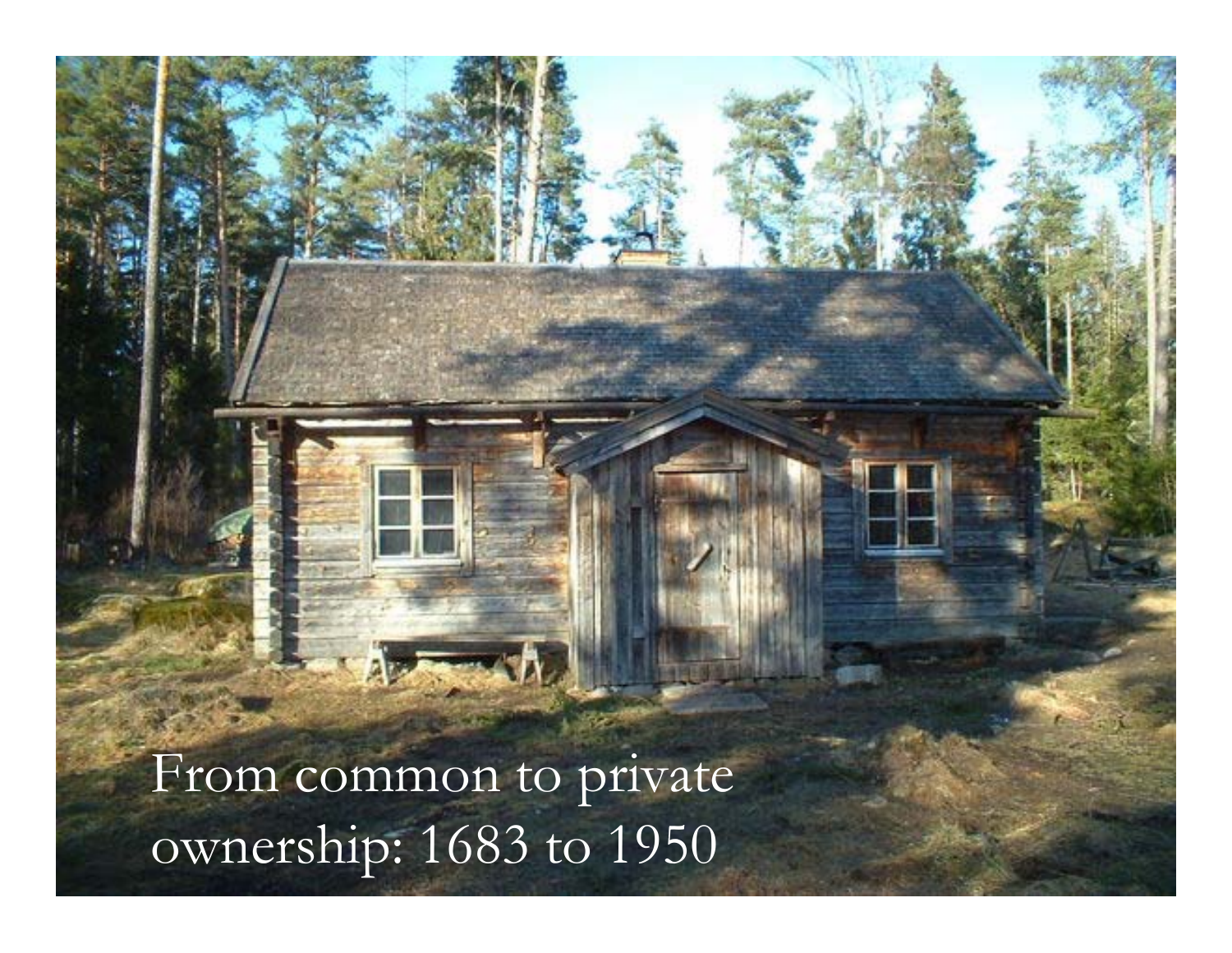From common to private ownership: 1683 to 1950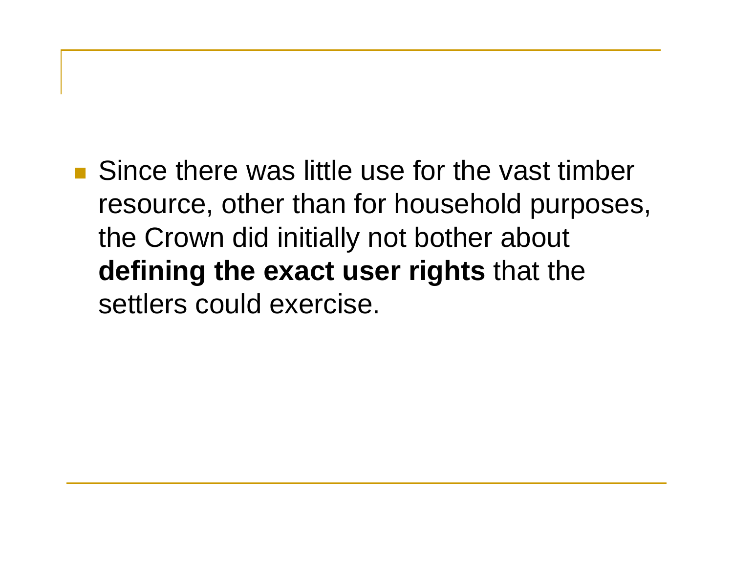- Since there was little use for the vast timber resource, other than for household purposes, the Crown did initially not bother about **defining the exact user rights** that the settlers could exercise.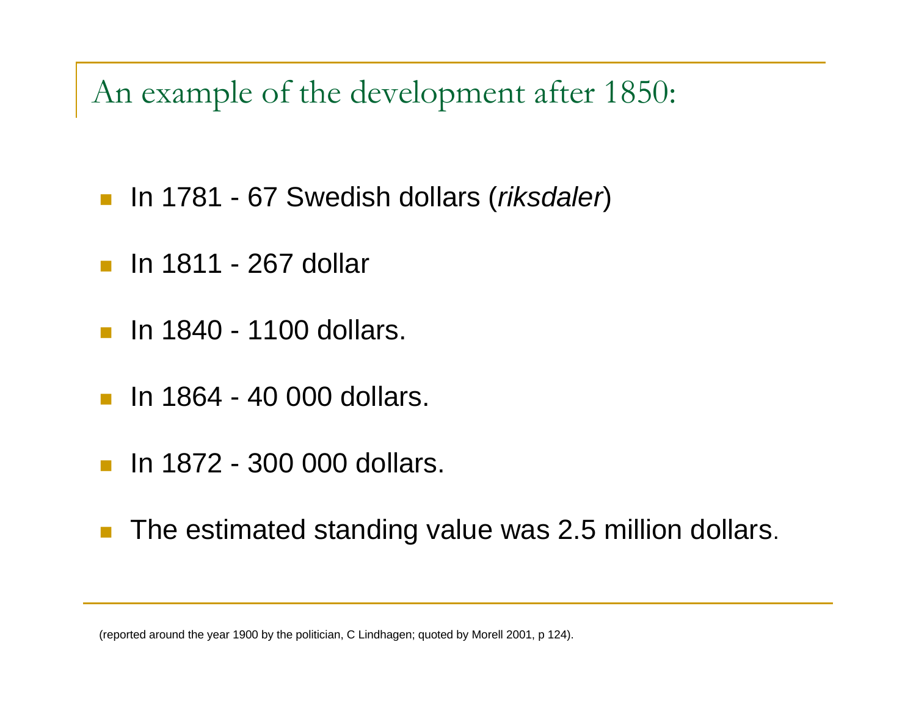# An example of the development after 1850:

- In 1781 - 67 Swedish dollars (*riksdaler*)
- In 1811 - 267 dollar
- In 1840 - 1100 dollars.
- In 1864 - 40 000 dollars.
- In 1872 - 300 000 dollars.
- The estimated standing value was 2.5 million dollars.

(reported around the year 1900 by the politician, C Lindhagen; quoted by Morell 2001, p 124).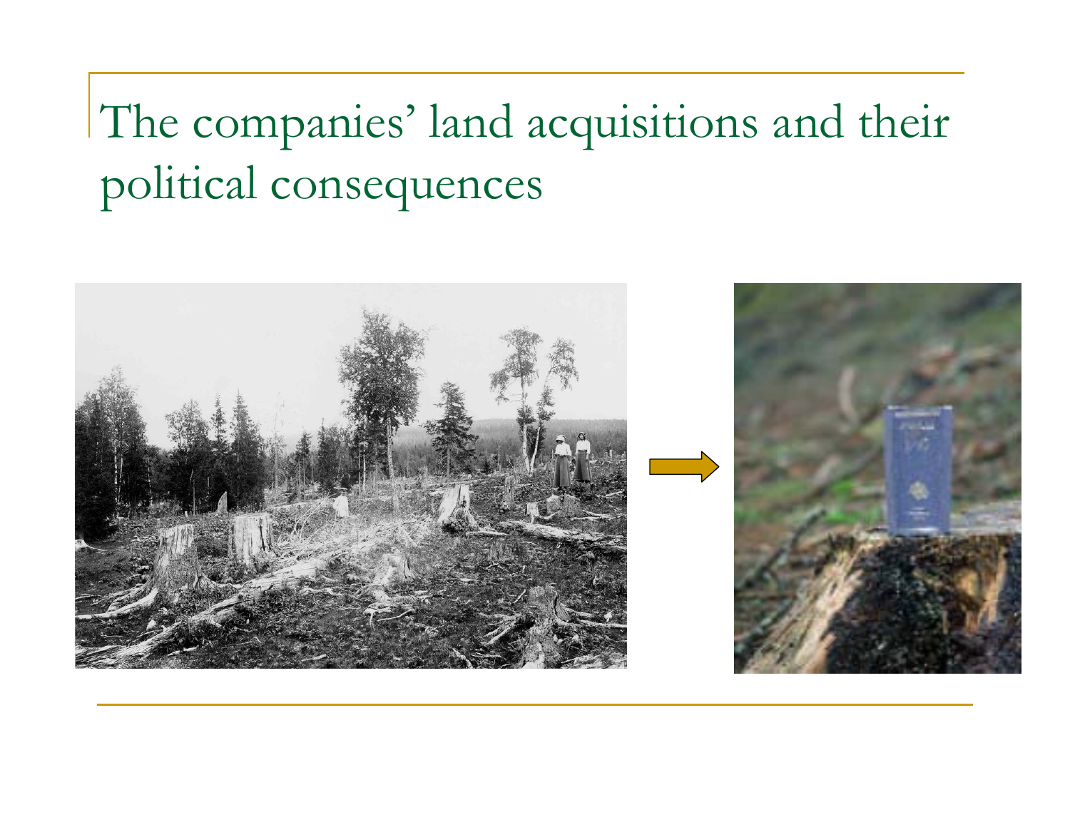# The companies' land acquisitions and their political consequences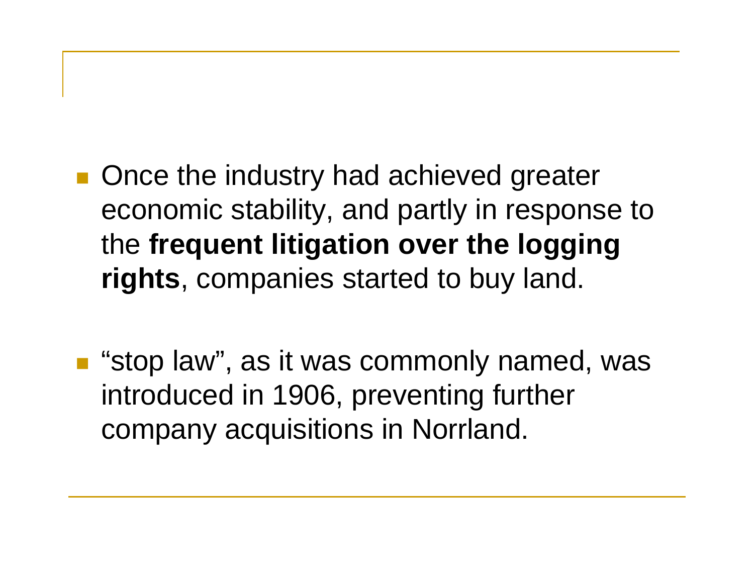- Once the industry had achieved greater economic stability, and partly in response to the **frequent litigation over the logging rights**, companies started to buy land.

- “stop law”, as it was commonly named, was introduced in 1906, preventing further company acquisitions in Norrland.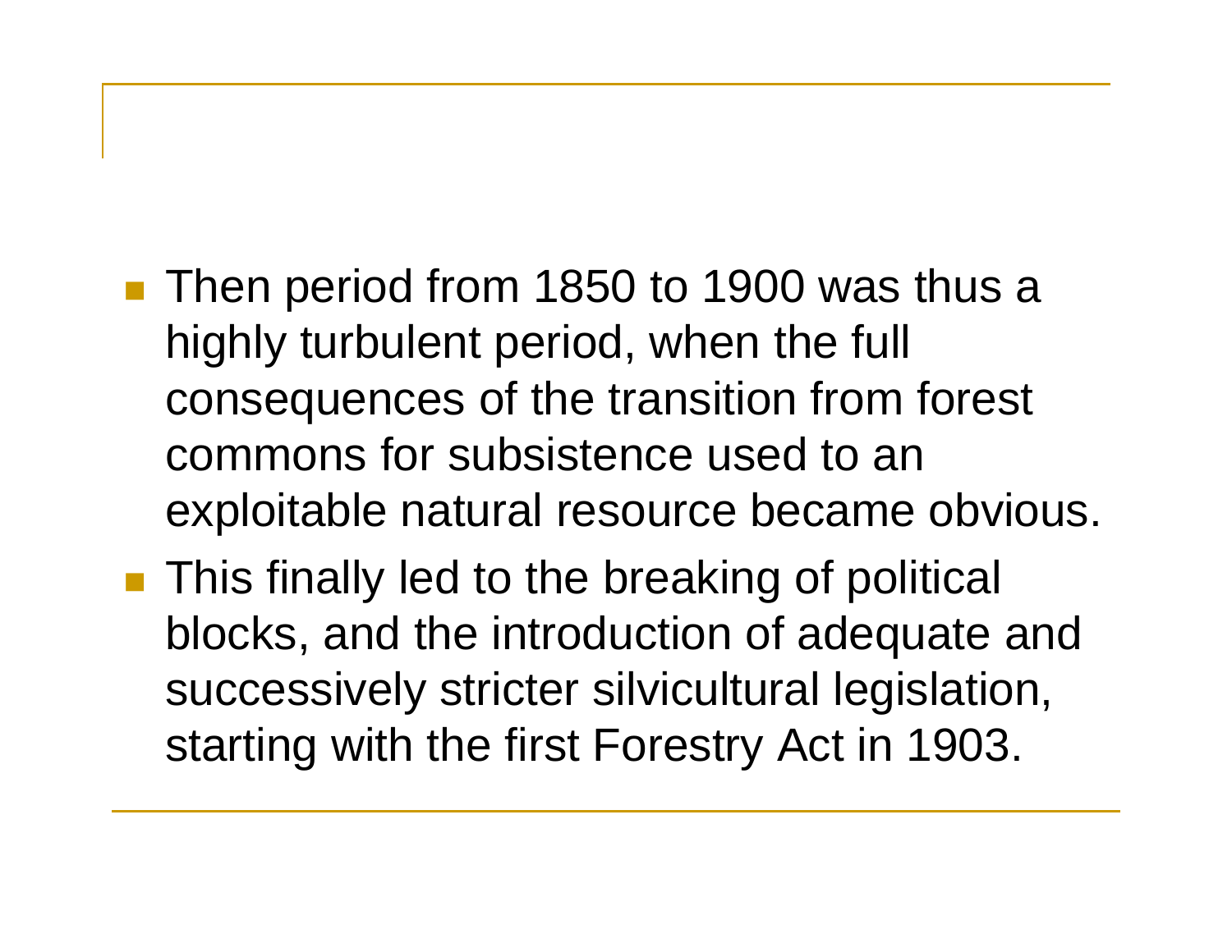- Then period from 1850 to 1900 was thus a highly turbulent period, when the full consequences of the transition from forest commons for subsistence used to an exploitable natural resource became obvious.
- This finally led to the breaking of political blocks, and the introduction of adequate and successively stricter silvicultural legislation, starting with the first Forestry Act in 1903.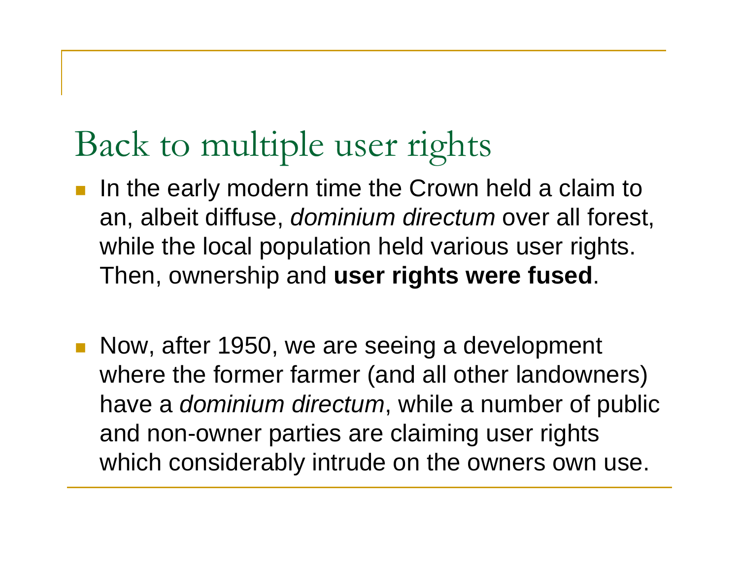# Back to multiple user rights

- In the early modern time the Crown held a claim to an, albeit diffuse, *dominium directum* over all forest, while the local population held various user rights. Then, ownership and **user rights were fused**.

- Now, after 1950, we are seeing a development where the former farmer (and all other landowners) have a *dominium directum*, while a number of public and non-owner parties are claiming user rights which considerably intrude on the owners own use.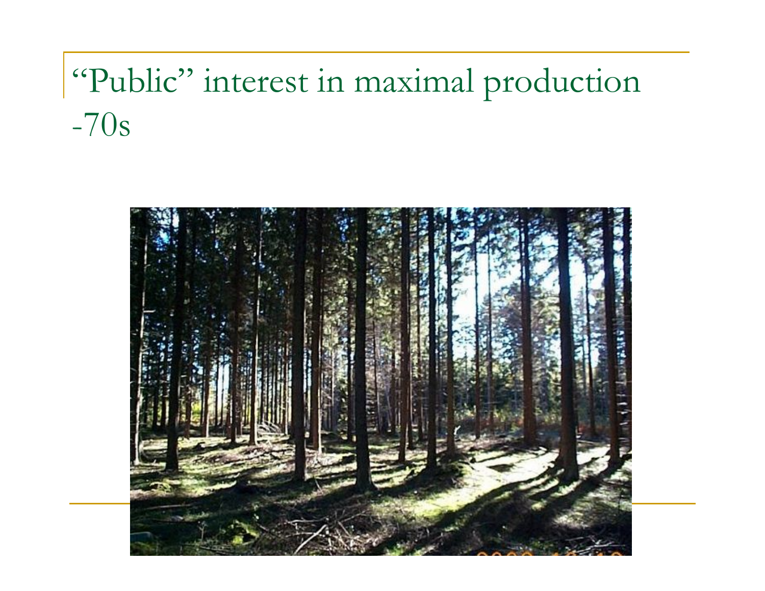# “Public” interest in maximal production -70s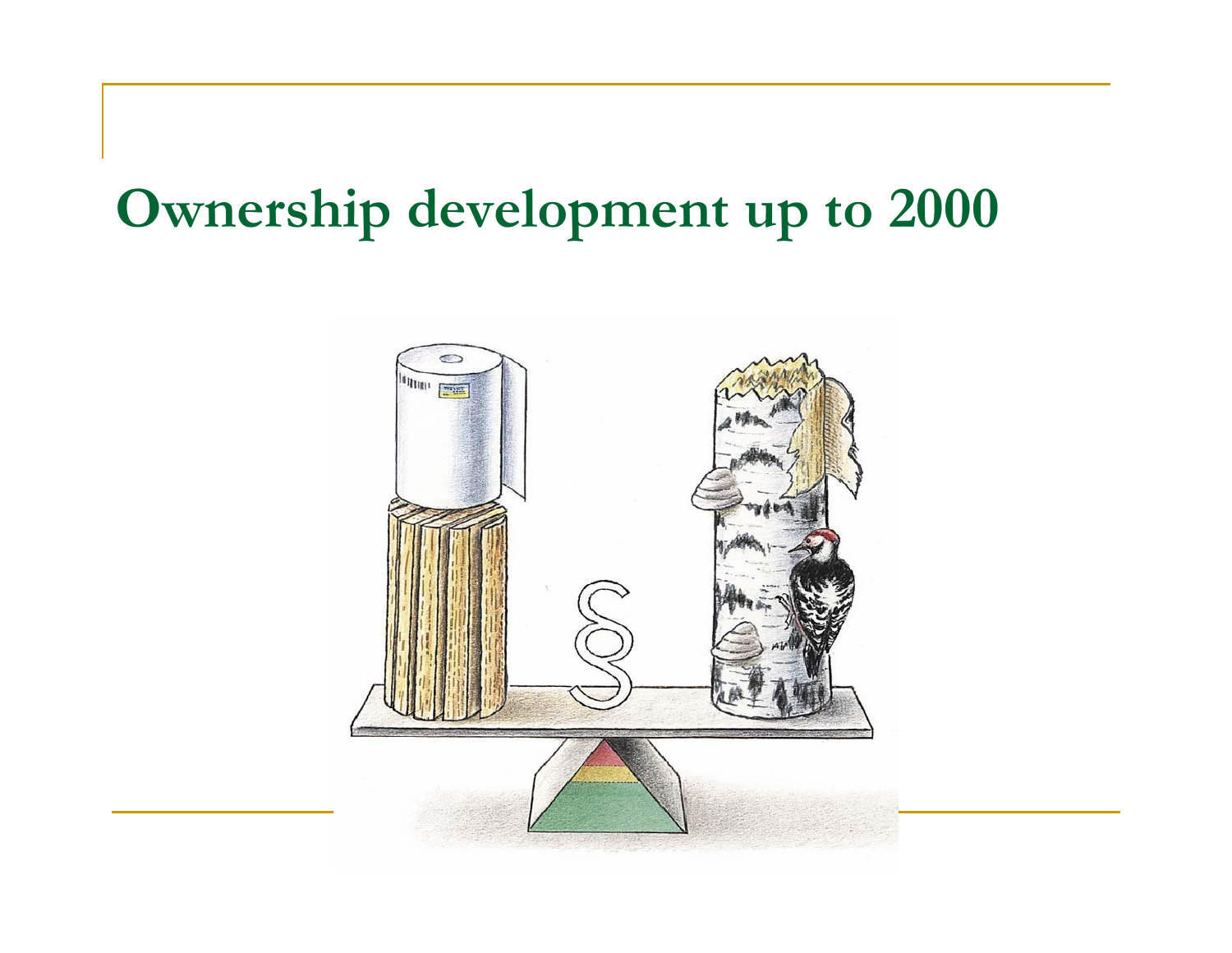# Ownership development up to 2000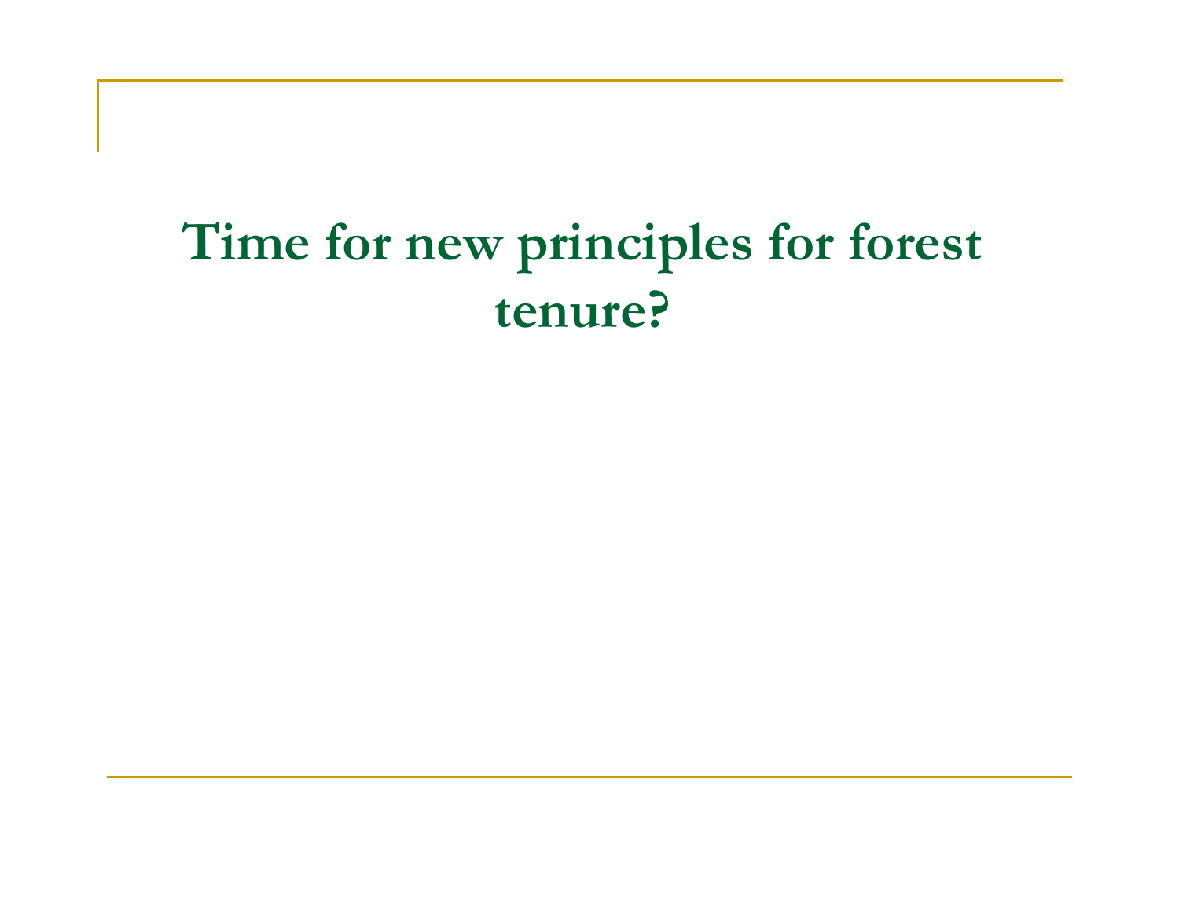# Time for new principles for forest tenure?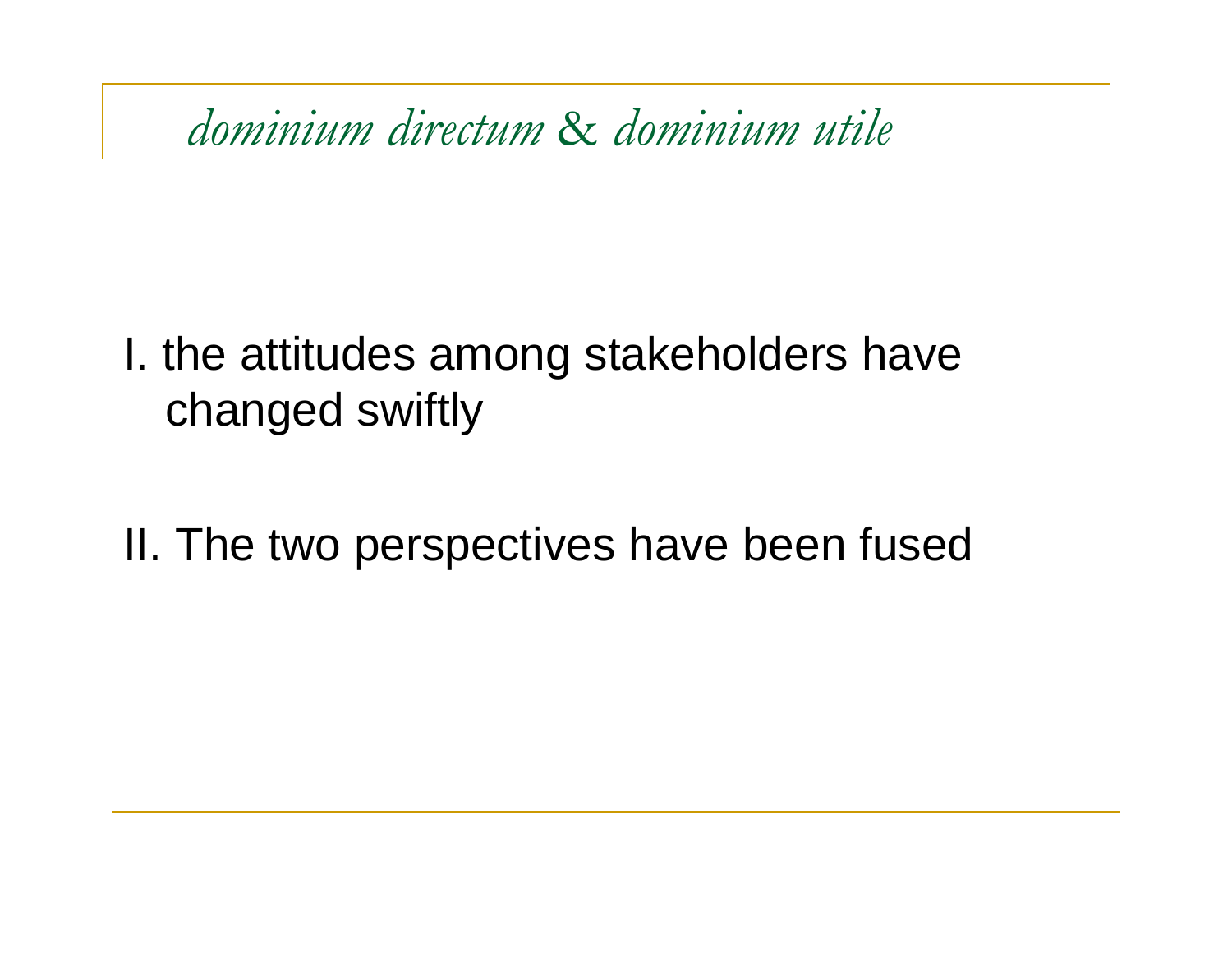# *dominium directum* & *dominium utile*

I. the attitudes among stakeholders have changed swiftly

II. The two perspectives have been fused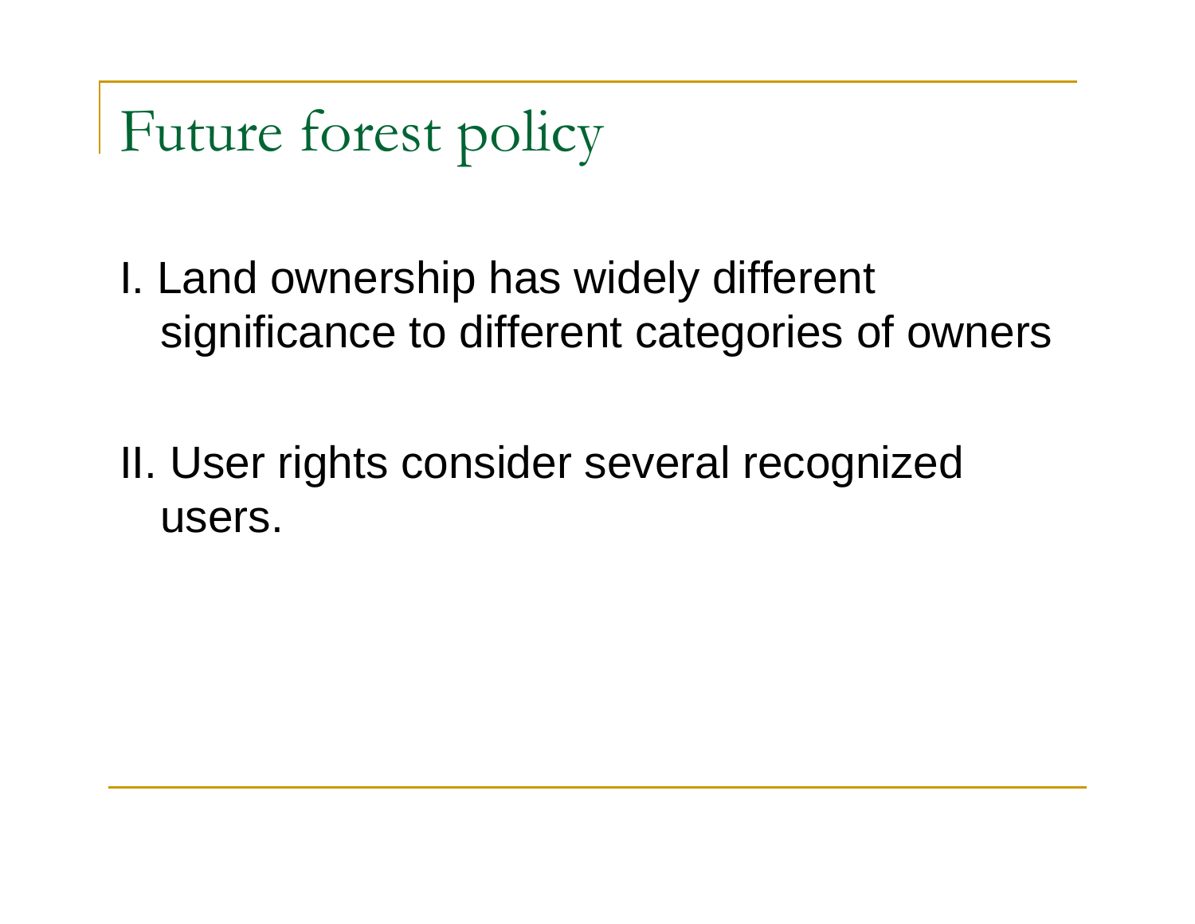# Future forest policy

I. Land ownership has widely different significance to different categories of owners

II. User rights consider several recognized users.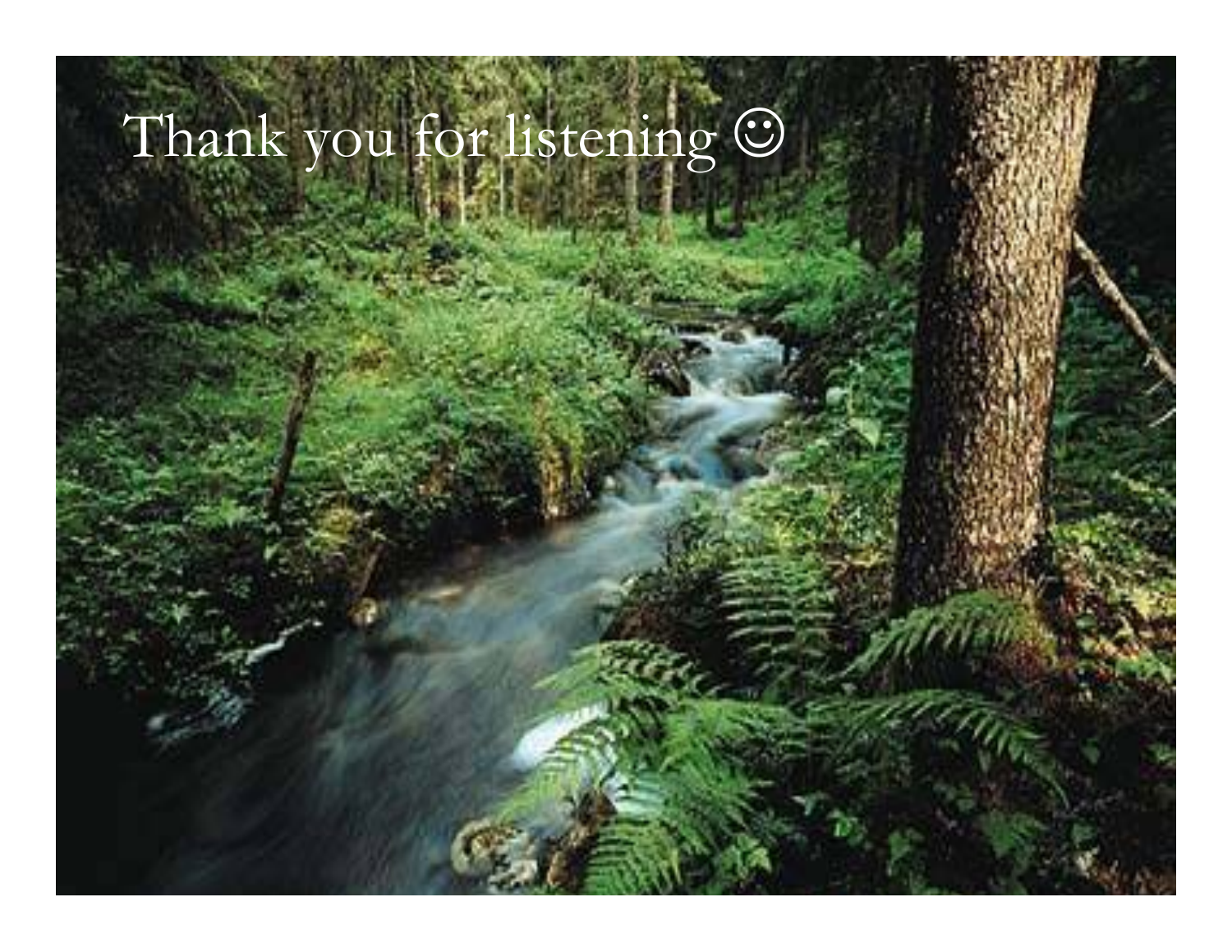Thank you for listening ☺